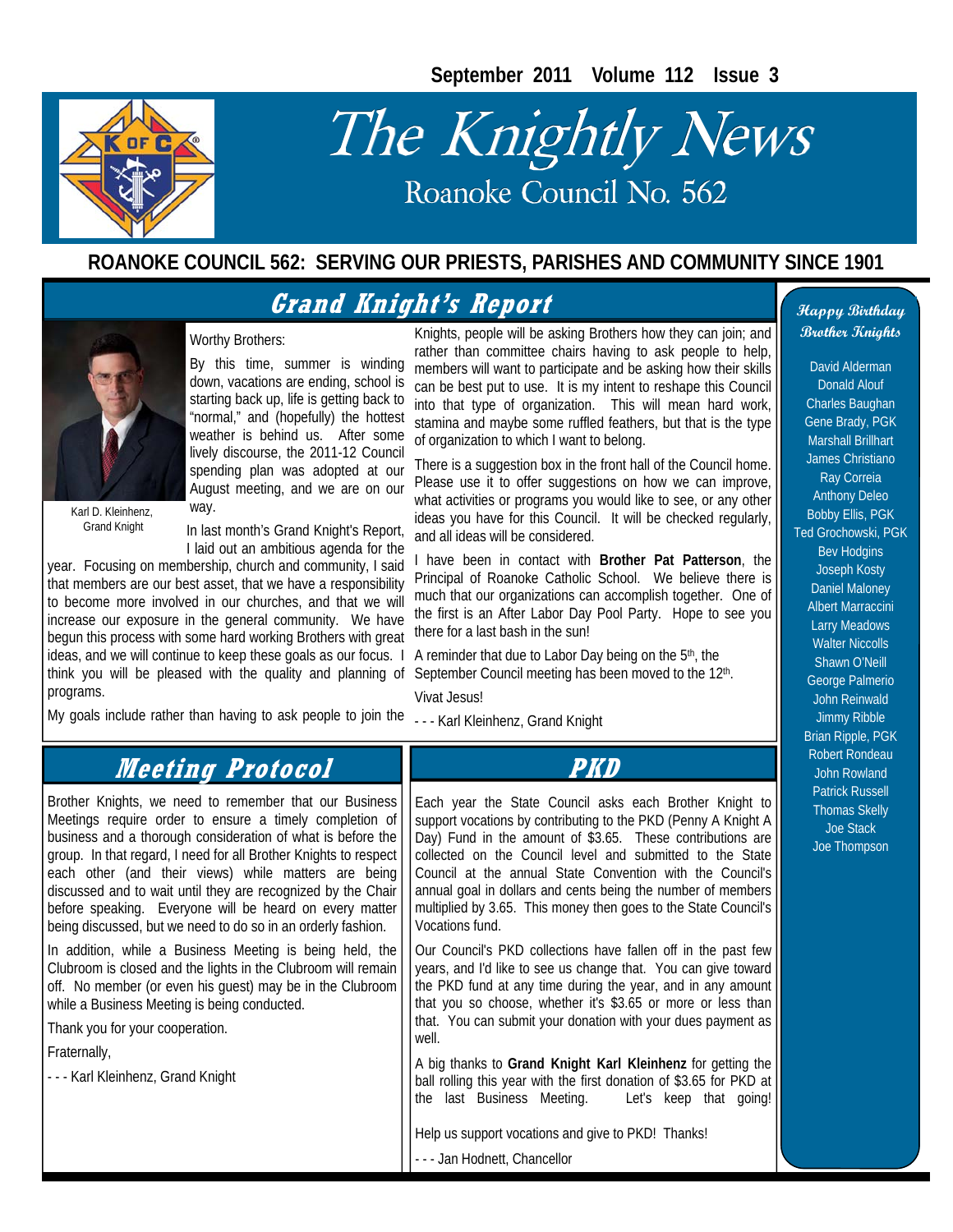September 2011 Volume 112 Issue 3

# The Knightly News

Roanoke Council No. 562

**ROANOKE COUNCIL 562: SERVING OUR PRIESTS, PARISHES AND COMMUNITY SINCE 1901**

## Grand Knight's Report

Karl D. Kleinhenz, Grand Knight

Worthy Brothers:

By this time, summer is winding down, vacations are ending, school is starting back up, life is getting back to "normal," and (hopefully) the hottest weather is behind us. After some lively discourse, the 2011-12 Council spending plan was adopted at our August meeting, and we are on our way.

In last month's Grand Knight's Report, I laid out an ambitious agenda for the year. Focusing on membership, church and community, I said that members are our best asset, that we have a responsibility to become more involved in our churches, and that we will increase our exposure in the general community. We have begun this process with some hard working Brothers with great ideas, and we will continue to keep these goals as our focus. I think you will be pleased with the quality and planning of programs.

My goals include rather than having to ask people to join the Knights, people will be asking Brothers how they can join; and rather than committee chairs having to ask people to help, members will want to participate and be asking how their skills can be best put to use. It is my intent to reshape this Council into that type of organization. This will mean hard work, stamina and maybe some ruffled feathers, but that is the type of organization to which I want to belong.

There is a suggestion box in the front hall of the Council home. Please use it to offer suggestions on how we can improve, what activities or programs you would like to see, or any other ideas you have for this Council. It will be checked regularly, and all ideas will be considered.

I have been in contact with **Brother Pat Patterson**, the Principal of Roanoke Catholic School. We believe there is much that our organizations can accomplish together. One of the first is an After Labor Day Pool Party. Hope to see you there for a last bash in the sun!

A reminder that due to Labor Day being on the 5th, the September Council meeting has been moved to the 12th.

Vivat Jesus!

- - - Karl Kleinhenz, Grand Knight

## Meeting Protocol

Brother Knights, we need to remember that our Business Meetings require order to ensure a timely completion of business and a thorough consideration of what is before the group. In that regard, I need for all Brother Knights to respect each other (and their views) while matters are being discussed and to wait until they are recognized by the Chair before speaking. Everyone will be heard on every matter being discussed, but we need to do so in an orderly fashion.

In addition, while a Business Meeting is being held, the Clubroom is closed and the lights in the Clubroom will remain off. No member (or even his guest) may be in the Clubroom while a Business Meeting is being conducted.

Thank you for your cooperation.

Fraternally,

- - - Karl Kleinhenz, Grand Knight

## PKD

Each year the State Council asks each Brother Knight to support vocations by contributing to the PKD (Penny A Knight A Day) Fund in the amount of $3.65. These contributions are collected on the Council level and submitted to the State Council at the annual State Convention with the Council's annual goal in dollars and cents being the number of members multiplied by 3.65. This money then goes to the State Council's Vocations fund.

Our Council's PKD collections have fallen off in the past few years, and I'd like to see us change that. You can give toward the PKD fund at any time during the year, and in any amount that you so choose, whether it's $3.65 or more or less than that. You can submit your donation with your dues payment as well.

A big thanks to **Grand Knight Karl Kleinhenz** for getting the ball rolling this year with the first donation of $3.65 for PKD at the last Business Meeting. Let's keep that going!

Help us support vocations and give to PKD! Thanks!

- - - Jan Hodnett, Chancellor

### Happy Birthday Brother Knights

David Alderman
Donald Alouf
Charles Baughan
Gene Brady, PGK
Marshall Brillhart
James Christiano
Ray Correia
Anthony Deleo
Bobby Ellis, PGK
Ted Grochowski, PGK
Bev Hodgins
Joseph Kosty
Daniel Maloney
Albert Marraccini
Larry Meadows
Walter Niccolls
Shawn O'Neill
George Palmerio
John Reinwald
Jimmy Ribble
Brian Ripple, PGK
Robert Rondeau
John Rowland
Patrick Russell
Thomas Skelly
Joe Stack
Joe Thompson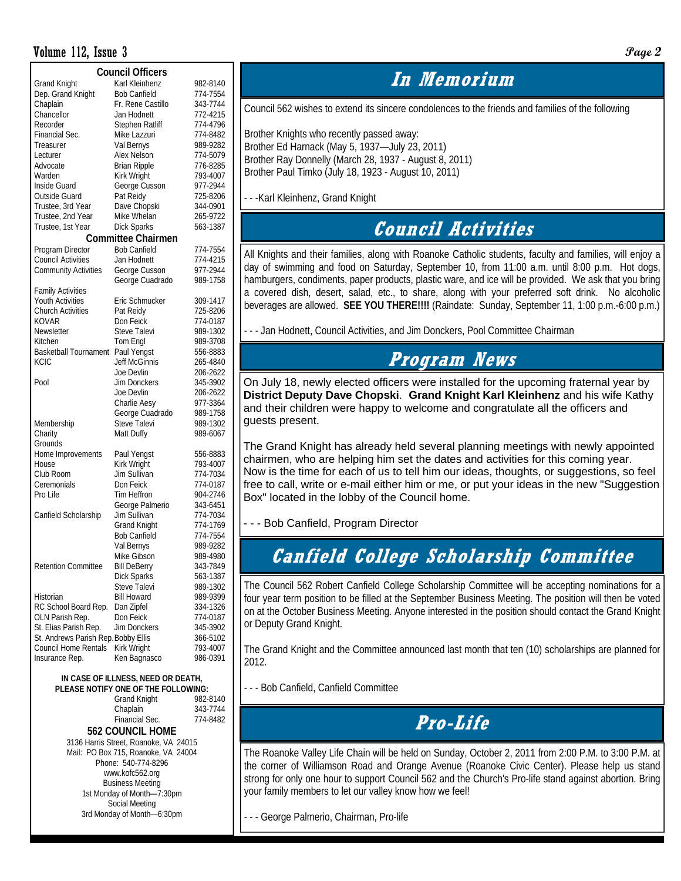## Council Officers

| | | |
|---|---|---|
| Grand Knight | Karl Kleinhenz | 982-8140 |
| Dep. Grand Knight | Bob Canfield | 774-7554 |
| Chaplain | Fr. Rene Castillo | 343-7744 |
| Chancellor | Jan Hodnett | 772-4215 |
| Recorder | Stephen Ratliff | 774-4796 |
| Financial Sec. | Mike Lazzuri | 774-8482 |
| Treasurer | Val Bernys | 989-9282 |
| Lecturer | Alex Nelson | 774-5079 |
| Advocate | Brian Ripple | 776-8285 |
| Warden | Kirk Wright | 793-4007 |
| Inside Guard | George Cusson | 977-2944 |
| Outside Guard | Pat Reidy | 725-8206 |
| Trustee, 3rd Year | Dave Chopski | 344-0901 |
| Trustee, 2nd Year | Mike Whelan | 265-9722 |
| Trustee, 1st Year | Dick Sparks | 563-1387 |

## Committee Chairmen

| | | |
|---|---|---|
| Program Director | Bob Canfield | 774-7554 |
| Council Activities | Jan Hodnett | 774-4215 |
| Community Activities | George Cusson | 977-2944 |
| | George Cuadrado | 989-1758 |
| Family Activities | | |
| Youth Activities | Eric Schmucker | 309-1417 |
| Church Activities | Pat Reidy | 725-8206 |
| KOVAR | Don Feick | 774-0187 |
| Newsletter | Steve Talevi | 989-1302 |
| Kitchen | Tom Engl | 989-3708 |
| Basketball Tournament | Paul Yengst | 556-8883 |
| KCIC | Jeff McGinnis | 265-4840 |
| | Joe Devlin | 206-2622 |
| Pool | Jim Donckers | 345-3902 |
| | Joe Devlin | 206-2622 |
| | Charlie Aesy | 977-3364 |
| | George Cuadrado | 989-1758 |
| Membership | Steve Talevi | 989-1302 |
| Charity | Matt Duffy | 989-6067 |
| Grounds | | |
| Home Improvements | Paul Yengst | 556-8883 |
| House | Kirk Wright | 793-4007 |
| Club Room | Jim Sullivan | 774-7034 |
| Ceremonials | Don Feick | 774-0187 |
| Pro Life | Tim Heffron | 904-2746 |
| | George Palmerio | 343-6451 |
| Canfield Scholarship | Jim Sullivan | 774-7034 |
| | Grand Knight | 774-1769 |
| | Bob Canfield | 774-7554 |
| | Val Bernys | 989-9282 |
| | Mike Gibson | 989-4980 |
| Retention Committee | Bill DeBerry | 343-7849 |
| | Dick Sparks | 563-1387 |
| | Steve Talevi | 989-1302 |
| Historian | Bill Howard | 989-9399 |
| RC School Board Rep. | Dan Zipfel | 334-1326 |
| OLN Parish Rep. | Don Feick | 774-0187 |
| St. Elias Parish Rep. | Jim Donckers | 345-3902 |
| St. Andrews Parish Rep. | Bobby Ellis | 366-5102 |
| Council Home Rentals | Kirk Wright | 793-4007 |
| Insurance Rep. | Ken Bagnasco | 986-0391 |

**IN CASE OF ILLNESS, NEED OR DEATH, PLEASE NOTIFY ONE OF THE FOLLOWING:**

| | |
|---|---|
| Grand Knight | 982-8140 |
| Chaplain | 343-7744 |
| Financial Sec. | 774-8482 |

**562 COUNCIL HOME**

3136 Harris Street, Roanoke, VA 24015
Mail: PO Box 715, Roanoke, VA 24004
Phone: 540-774-8296
www.kofc562.org
Business Meeting
1st Monday of Month—7:30pm
Social Meeting
3rd Monday of Month—6:30pm

# In Memorium

Council 562 wishes to extend its sincere condolences to the friends and families of the following

Brother Knights who recently passed away:
Brother Ed Harnack (May 5, 1937—July 23, 2011)
Brother Ray Donnelly (March 28, 1937 - August 8, 2011)
Brother Paul Timko (July 18, 1923 - August 10, 2011)

- - -Karl Kleinhenz, Grand Knight

# Council Activities

All Knights and their families, along with Roanoke Catholic students, faculty and families, will enjoy a day of swimming and food on Saturday, September 10, from 11:00 a.m. until 8:00 p.m. Hot dogs, hamburgers, condiments, paper products, plastic ware, and ice will be provided. We ask that you bring a covered dish, desert, salad, etc., to share, along with your preferred soft drink. No alcoholic beverages are allowed. **SEE YOU THERE!!!!** (Raindate: Sunday, September 11, 1:00 p.m.-6:00 p.m.)

- - - Jan Hodnett, Council Activities, and Jim Donckers, Pool Committee Chairman

# Program News

On July 18, newly elected officers were installed for the upcoming fraternal year by **District Deputy Dave Chopski**. **Grand Knight Karl Kleinhenz** and his wife Kathy and their children were happy to welcome and congratulate all the officers and guests present.

The Grand Knight has already held several planning meetings with newly appointed chairmen, who are helping him set the dates and activities for this coming year. Now is the time for each of us to tell him our ideas, thoughts, or suggestions, so feel free to call, write or e-mail either him or me, or put your ideas in the new "Suggestion Box" located in the lobby of the Council home.

- - - Bob Canfield, Program Director

# Canfield College Scholarship Committee

The Council 562 Robert Canfield College Scholarship Committee will be accepting nominations for a four year term position to be filled at the September Business Meeting. The position will then be voted on at the October Business Meeting. Anyone interested in the position should contact the Grand Knight or Deputy Grand Knight.

The Grand Knight and the Committee announced last month that ten (10) scholarships are planned for 2012.

- - - Bob Canfield, Canfield Committee

# Pro-Life

The Roanoke Valley Life Chain will be held on Sunday, October 2, 2011 from 2:00 P.M. to 3:00 P.M. at the corner of Williamson Road and Orange Avenue (Roanoke Civic Center). Please help us stand strong for only one hour to support Council 562 and the Church's Pro-life stand against abortion. Bring your family members to let our valley know how we feel!

- - - George Palmerio, Chairman, Pro-life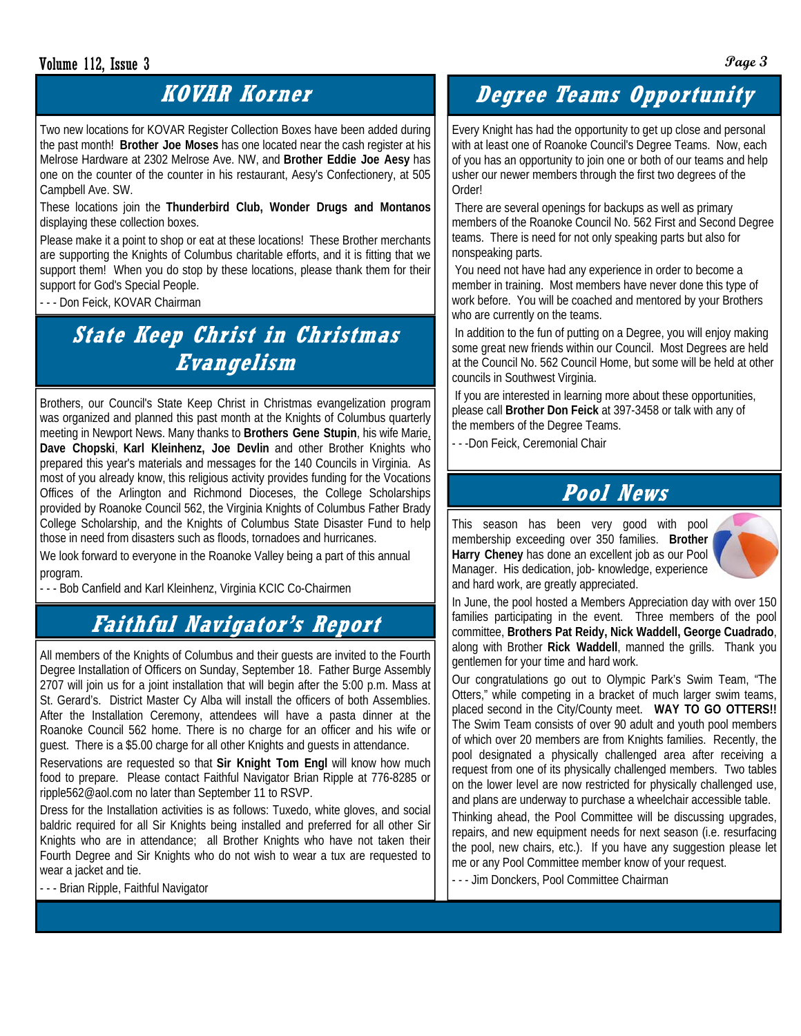## KOVAR Korner

Two new locations for KOVAR Register Collection Boxes have been added during the past month! **Brother Joe Moses** has one located near the cash register at his Melrose Hardware at 2302 Melrose Ave. NW, and **Brother Eddie Joe Aesy** has one on the counter of the counter in his restaurant, Aesy's Confectionery, at 505 Campbell Ave. SW.

These locations join the **Thunderbird Club, Wonder Drugs and Montanos** displaying these collection boxes.

Please make it a point to shop or eat at these locations! These Brother merchants are supporting the Knights of Columbus charitable efforts, and it is fitting that we support them! When you do stop by these locations, please thank them for their support for God's Special People.

- - - Don Feick, KOVAR Chairman

## State Keep Christ in Christmas Evangelism

Brothers, our Council's State Keep Christ in Christmas evangelization program was organized and planned this past month at the Knights of Columbus quarterly meeting in Newport News. Many thanks to **Brothers Gene Stupin**, his wife Marie, **Dave Chopski**, **Karl Kleinhenz, Joe Devlin** and other Brother Knights who prepared this year's materials and messages for the 140 Councils in Virginia. As most of you already know, this religious activity provides funding for the Vocations Offices of the Arlington and Richmond Dioceses, the College Scholarships provided by Roanoke Council 562, the Virginia Knights of Columbus Father Brady College Scholarship, and the Knights of Columbus State Disaster Fund to help those in need from disasters such as floods, tornadoes and hurricanes.

We look forward to everyone in the Roanoke Valley being a part of this annual program.

- - - Bob Canfield and Karl Kleinhenz, Virginia KCIC Co-Chairmen

## Faithful Navigator's Report

All members of the Knights of Columbus and their guests are invited to the Fourth Degree Installation of Officers on Sunday, September 18. Father Burge Assembly 2707 will join us for a joint installation that will begin after the 5:00 p.m. Mass at St. Gerard's. District Master Cy Alba will install the officers of both Assemblies. After the Installation Ceremony, attendees will have a pasta dinner at the Roanoke Council 562 home. There is no charge for an officer and his wife or guest. There is a $5.00 charge for all other Knights and guests in attendance.

Reservations are requested so that **Sir Knight Tom Engl** will know how much food to prepare. Please contact Faithful Navigator Brian Ripple at 776-8285 or ripple562@aol.com no later than September 11 to RSVP.

Dress for the Installation activities is as follows: Tuxedo, white gloves, and social baldric required for all Sir Knights being installed and preferred for all other Sir Knights who are in attendance; all Brother Knights who have not taken their Fourth Degree and Sir Knights who do not wish to wear a tux are requested to wear a jacket and tie.

- - - Brian Ripple, Faithful Navigator

## Degree Teams Opportunity

Every Knight has had the opportunity to get up close and personal with at least one of Roanoke Council's Degree Teams. Now, each of you has an opportunity to join one or both of our teams and help usher our newer members through the first two degrees of the Order!

There are several openings for backups as well as primary members of the Roanoke Council No. 562 First and Second Degree teams. There is need for not only speaking parts but also for nonspeaking parts.

You need not have had any experience in order to become a member in training. Most members have never done this type of work before. You will be coached and mentored by your Brothers who are currently on the teams.

In addition to the fun of putting on a Degree, you will enjoy making some great new friends within our Council. Most Degrees are held at the Council No. 562 Council Home, but some will be held at other councils in Southwest Virginia.

If you are interested in learning more about these opportunities, please call **Brother Don Feick** at 397-3458 or talk with any of the members of the Degree Teams.

- - -Don Feick, Ceremonial Chair

## Pool News

This season has been very good with pool membership exceeding over 350 families. **Brother Harry Cheney** has done an excellent job as our Pool Manager. His dedication, job- knowledge, experience and hard work, are greatly appreciated.

In June, the pool hosted a Members Appreciation day with over 150 families participating in the event. Three members of the pool committee, **Brothers Pat Reidy, Nick Waddell, George Cuadrado**, along with Brother **Rick Waddell**, manned the grills. Thank you gentlemen for your time and hard work.

Our congratulations go out to Olympic Park's Swim Team, "The Otters," while competing in a bracket of much larger swim teams, placed second in the City/County meet. **WAY TO GO OTTERS!!** The Swim Team consists of over 90 adult and youth pool members of which over 20 members are from Knights families. Recently, the pool designated a physically challenged area after receiving a request from one of its physically challenged members. Two tables on the lower level are now restricted for physically challenged use, and plans are underway to purchase a wheelchair accessible table.

Thinking ahead, the Pool Committee will be discussing upgrades, repairs, and new equipment needs for next season (i.e. resurfacing the pool, new chairs, etc.). If you have any suggestion please let me or any Pool Committee member know of your request.

- - - Jim Donckers, Pool Committee Chairman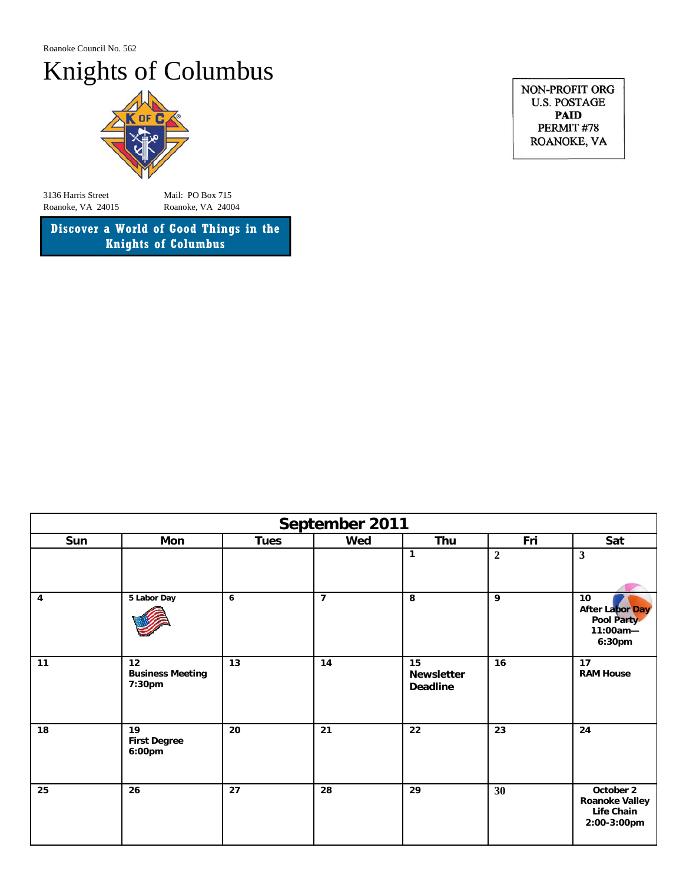Roanoke Council No. 562

# Knights of Columbus

3136 Harris Street
Roanoke, VA 24015

Mail: PO Box 715
Roanoke, VA 24004

**Discover a World of Good Things in the Knights of Columbus**

NON-PROFIT ORG
U.S. POSTAGE
PAID
PERMIT #78
ROANOKE, VA

| September 2011 | | | | | | |
|---|---|---|---|---|---|---|
| **Sun** | **Mon** | **Tues** | **Wed** | **Thu** | **Fri** | **Sat** |
| | | | | 1 | 2 | 3 |
| 4 | 5 Labor Day | 6 | 7 | 8 | 9 | 10 After Labor Day Pool Party 11:00am—6:30pm |
| 11 | 12 Business Meeting 7:30pm | 13 | 14 | 15 Newsletter Deadline | 16 | 17 RAM House |
| 18 | 19 First Degree 6:00pm | 20 | 21 | 22 | 23 | 24 |
| 25 | 26 | 27 | 28 | 29 | 30 | October 2 Roanoke Valley Life Chain 2:00-3:00pm |